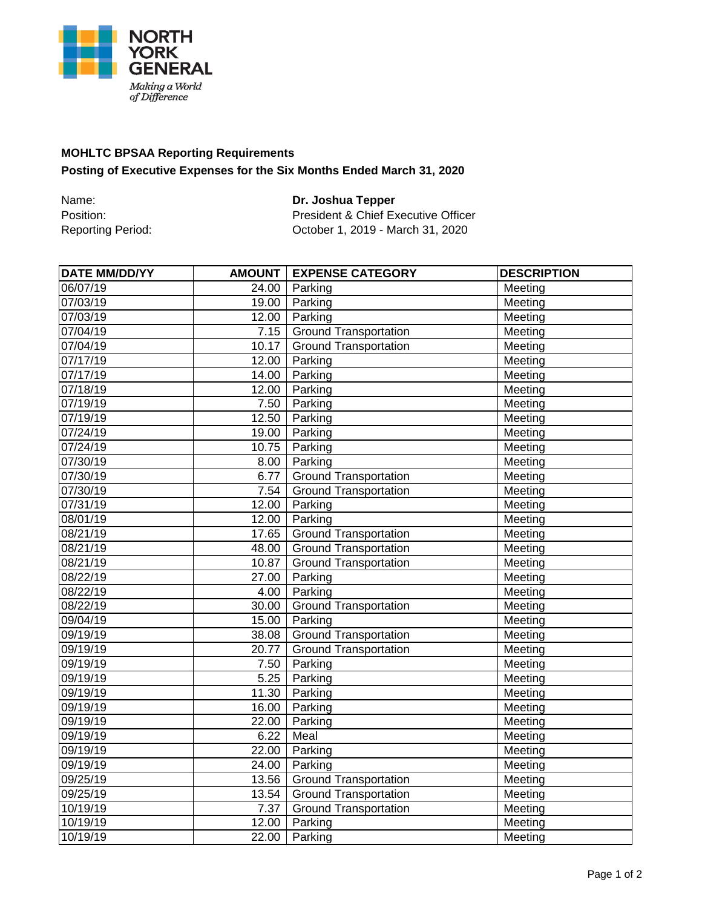NORTH YORK GENERAL

*Making a World of Difference*

**MOHLTC BPSAA Reporting Requirements**

**Posting of Executive Expenses for the Six Months Ended March 31, 2020**

Name: **Dr. Joshua Tepper**
Position: President & Chief Executive Officer
Reporting Period: October 1, 2019 - March 31, 2020

| DATE MM/DD/YY | AMOUNT | EXPENSE CATEGORY | DESCRIPTION |
|---|---|---|---|
| 06/07/19 | 24.00 | Parking | Meeting |
| 07/03/19 | 19.00 | Parking | Meeting |
| 07/03/19 | 12.00 | Parking | Meeting |
| 07/04/19 | 7.15 | Ground Transportation | Meeting |
| 07/04/19 | 10.17 | Ground Transportation | Meeting |
| 07/17/19 | 12.00 | Parking | Meeting |
| 07/17/19 | 14.00 | Parking | Meeting |
| 07/18/19 | 12.00 | Parking | Meeting |
| 07/19/19 | 7.50 | Parking | Meeting |
| 07/19/19 | 12.50 | Parking | Meeting |
| 07/24/19 | 19.00 | Parking | Meeting |
| 07/24/19 | 10.75 | Parking | Meeting |
| 07/30/19 | 8.00 | Parking | Meeting |
| 07/30/19 | 6.77 | Ground Transportation | Meeting |
| 07/30/19 | 7.54 | Ground Transportation | Meeting |
| 07/31/19 | 12.00 | Parking | Meeting |
| 08/01/19 | 12.00 | Parking | Meeting |
| 08/21/19 | 17.65 | Ground Transportation | Meeting |
| 08/21/19 | 48.00 | Ground Transportation | Meeting |
| 08/21/19 | 10.87 | Ground Transportation | Meeting |
| 08/22/19 | 27.00 | Parking | Meeting |
| 08/22/19 | 4.00 | Parking | Meeting |
| 08/22/19 | 30.00 | Ground Transportation | Meeting |
| 09/04/19 | 15.00 | Parking | Meeting |
| 09/19/19 | 38.08 | Ground Transportation | Meeting |
| 09/19/19 | 20.77 | Ground Transportation | Meeting |
| 09/19/19 | 7.50 | Parking | Meeting |
| 09/19/19 | 5.25 | Parking | Meeting |
| 09/19/19 | 11.30 | Parking | Meeting |
| 09/19/19 | 16.00 | Parking | Meeting |
| 09/19/19 | 22.00 | Parking | Meeting |
| 09/19/19 | 6.22 | Meal | Meeting |
| 09/19/19 | 22.00 | Parking | Meeting |
| 09/19/19 | 24.00 | Parking | Meeting |
| 09/25/19 | 13.56 | Ground Transportation | Meeting |
| 09/25/19 | 13.54 | Ground Transportation | Meeting |
| 10/19/19 | 7.37 | Ground Transportation | Meeting |
| 10/19/19 | 12.00 | Parking | Meeting |
| 10/19/19 | 22.00 | Parking | Meeting |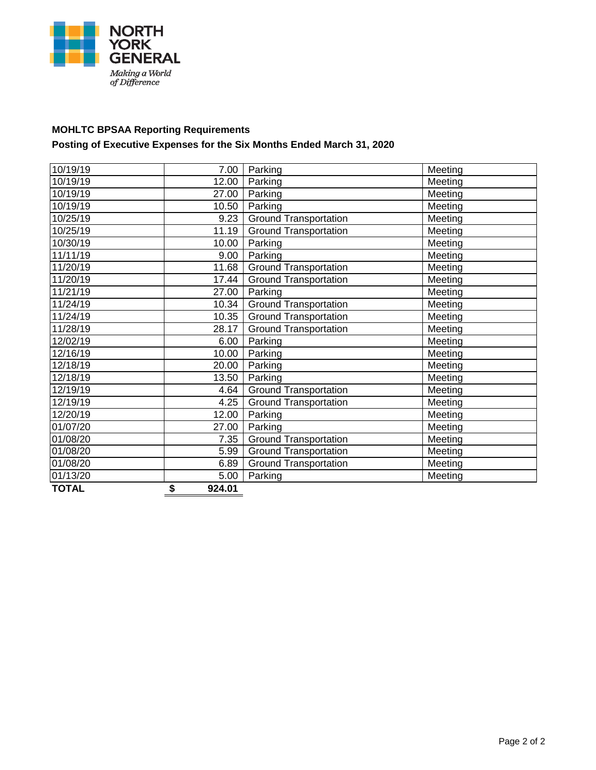NORTH YORK GENERAL

*Making a World of Difference*

**MOHLTC BPSAA Reporting Requirements**

**Posting of Executive Expenses for the Six Months Ended March 31, 2020**

| | | | |
|---|---|---|---|
| 10/19/19 | 7.00 | Parking | Meeting |
| 10/19/19 | 12.00 | Parking | Meeting |
| 10/19/19 | 27.00 | Parking | Meeting |
| 10/19/19 | 10.50 | Parking | Meeting |
| 10/25/19 | 9.23 | Ground Transportation | Meeting |
| 10/25/19 | 11.19 | Ground Transportation | Meeting |
| 10/30/19 | 10.00 | Parking | Meeting |
| 11/11/19 | 9.00 | Parking | Meeting |
| 11/20/19 | 11.68 | Ground Transportation | Meeting |
| 11/20/19 | 17.44 | Ground Transportation | Meeting |
| 11/21/19 | 27.00 | Parking | Meeting |
| 11/24/19 | 10.34 | Ground Transportation | Meeting |
| 11/24/19 | 10.35 | Ground Transportation | Meeting |
| 11/28/19 | 28.17 | Ground Transportation | Meeting |
| 12/02/19 | 6.00 | Parking | Meeting |
| 12/16/19 | 10.00 | Parking | Meeting |
| 12/18/19 | 20.00 | Parking | Meeting |
| 12/18/19 | 13.50 | Parking | Meeting |
| 12/19/19 | 4.64 | Ground Transportation | Meeting |
| 12/19/19 | 4.25 | Ground Transportation | Meeting |
| 12/20/19 | 12.00 | Parking | Meeting |
| 01/07/20 | 27.00 | Parking | Meeting |
| 01/08/20 | 7.35 | Ground Transportation | Meeting |
| 01/08/20 | 5.99 | Ground Transportation | Meeting |
| 01/08/20 | 6.89 | Ground Transportation | Meeting |
| 01/13/20 | 5.00 | Parking | Meeting |
| **TOTAL** | **$ 924.01** | | |